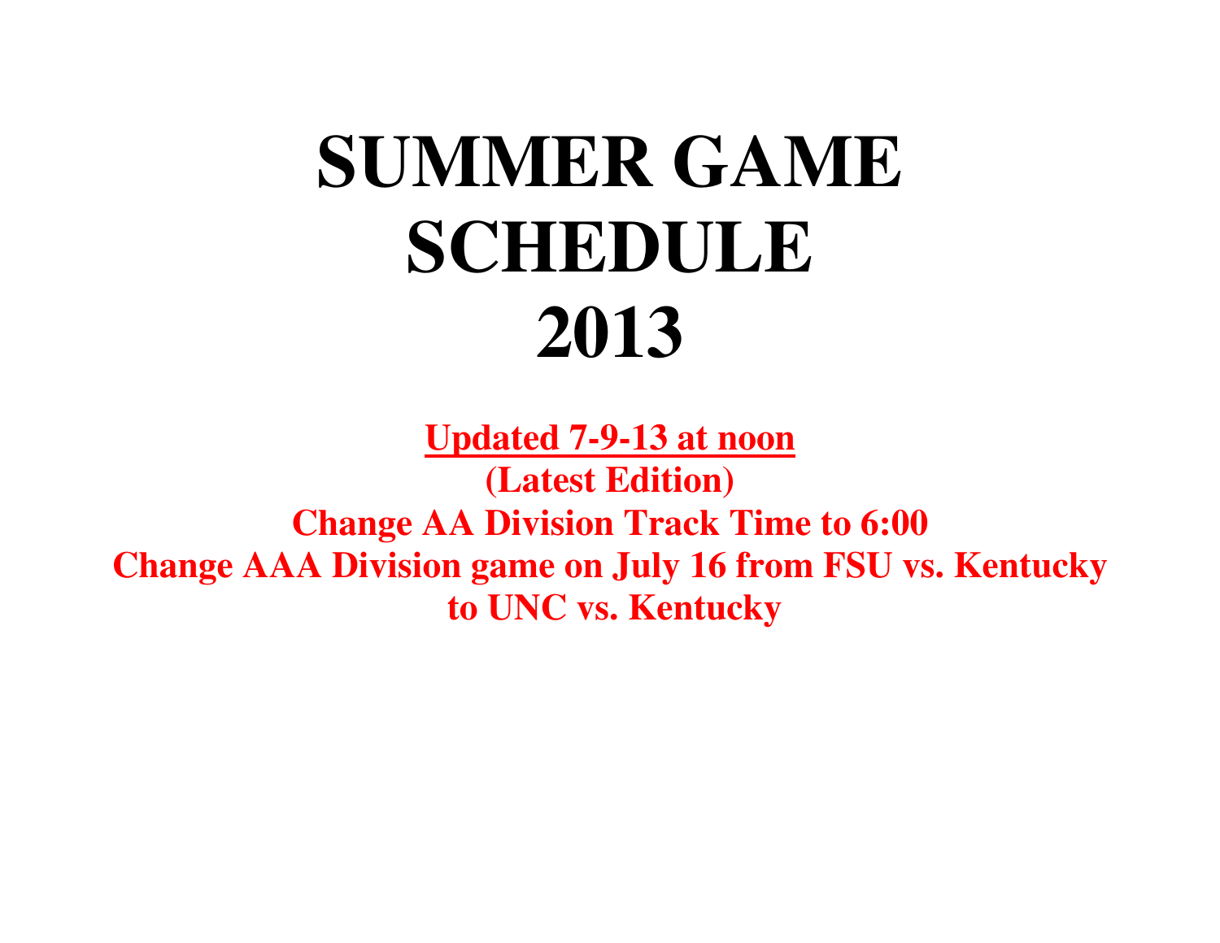# SUMMER GAME SCHEDULE 2013

**Updated 7-9-13 at noon**

**(Latest Edition)**

**Change AA Division Track Time to 6:00**

**Change AAA Division game on July 16 from FSU vs. Kentucky to UNC vs. Kentucky**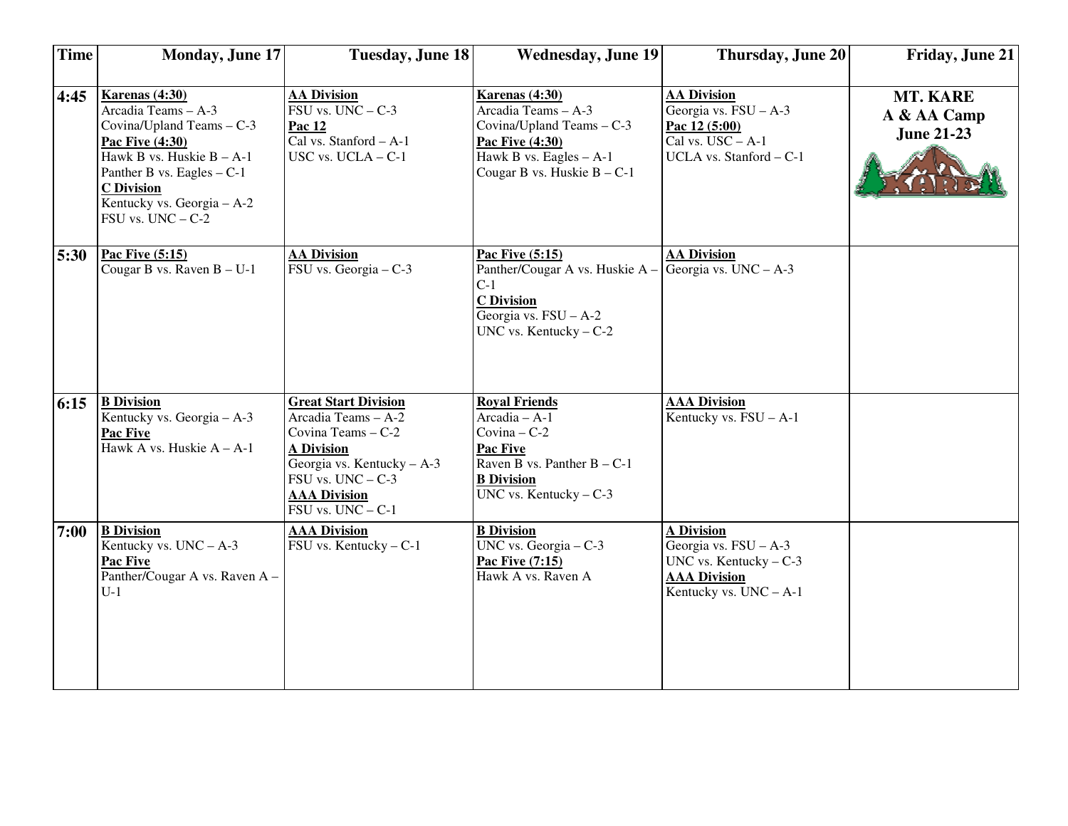| Time | Monday, June 17 | Tuesday, June 18 | Wednesday, June 19 | Thursday, June 20 | Friday, June 21 |
|---|---|---|---|---|---|
| 4:45 | **Karenas (4:30)**<br>Arcadia Teams – A-3<br>Covina/Upland Teams – C-3<br>**Pac Five (4:30)**<br>Hawk B vs. Huskie B – A-1<br>Panther B vs. Eagles – C-1<br>**C Division**<br>Kentucky vs. Georgia – A-2<br>FSU vs. UNC – C-2 | **AA Division**<br>FSU vs. UNC – C-3<br>**Pac 12**<br>Cal vs. Stanford – A-1<br>USC vs. UCLA – C-1 | **Karenas (4:30)**<br>Arcadia Teams – A-3<br>Covina/Upland Teams – C-3<br>**Pac Five (4:30)**<br>Hawk B vs. Eagles – A-1<br>Cougar B vs. Huskie B – C-1 | **AA Division**<br>Georgia vs. FSU – A-3<br>**Pac 12 (5:00)**<br>Cal vs. USC – A-1<br>UCLA vs. Stanford – C-1 | **MT. KARE**<br>**A & AA Camp**<br>**June 21-23** |
| 5:30 | **Pac Five (5:15)**<br>Cougar B vs. Raven B – U-1 | **AA Division**<br>FSU vs. Georgia – C-3 | **Pac Five (5:15)**<br>Panther/Cougar A vs. Huskie A – C-1<br>**C Division**<br>Georgia vs. FSU – A-2<br>UNC vs. Kentucky – C-2 | **AA Division**<br>Georgia vs. UNC – A-3 | |
| 6:15 | **B Division**<br>Kentucky vs. Georgia – A-3<br>**Pac Five**<br>Hawk A vs. Huskie A – A-1 | **Great Start Division**<br>Arcadia Teams – A-2<br>Covina Teams – C-2<br>**A Division**<br>Georgia vs. Kentucky – A-3<br>FSU vs. UNC – C-3<br>**AAA Division**<br>FSU vs. UNC – C-1 | **Royal Friends**<br>Arcadia – A-1<br>Covina – C-2<br>**Pac Five**<br>Raven B vs. Panther B – C-1<br>**B Division**<br>UNC vs. Kentucky – C-3 | **AAA Division**<br>Kentucky vs. FSU – A-1 | |
| 7:00 | **B Division**<br>Kentucky vs. UNC – A-3<br>**Pac Five**<br>Panther/Cougar A vs. Raven A – U-1 | **AAA Division**<br>FSU vs. Kentucky – C-1 | **B Division**<br>UNC vs. Georgia – C-3<br>**Pac Five (7:15)**<br>Hawk A vs. Raven A | **A Division**<br>Georgia vs. FSU – A-3<br>UNC vs. Kentucky – C-3<br>**AAA Division**<br>Kentucky vs. UNC – A-1 | |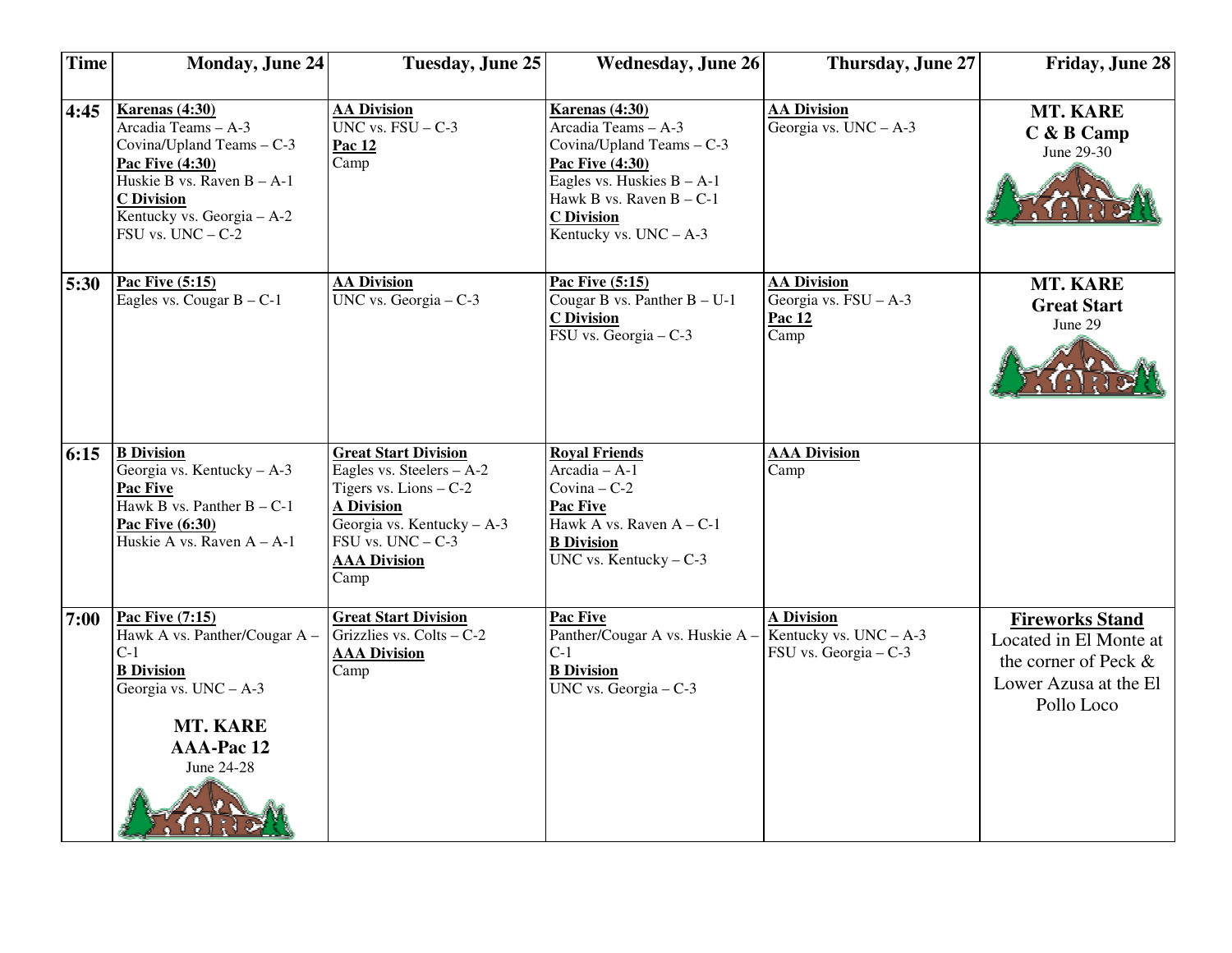| Time | Monday, June 24 | Tuesday, June 25 | Wednesday, June 26 | Thursday, June 27 | Friday, June 28 |
|---|---|---|---|---|---|
| 4:45 | **Karenas (4:30)**<br>Arcadia Teams – A-3<br>Covina/Upland Teams – C-3<br>**Pac Five (4:30)**<br>Huskie B vs. Raven B – A-1<br>**C Division**<br>Kentucky vs. Georgia – A-2<br>FSU vs. UNC – C-2 | **AA Division**<br>UNC vs. FSU – C-3<br>**Pac 12**<br>Camp | **Karenas (4:30)**<br>Arcadia Teams – A-3<br>Covina/Upland Teams – C-3<br>**Pac Five (4:30)**<br>Eagles vs. Huskies B – A-1<br>Hawk B vs. Raven B – C-1<br>**C Division**<br>Kentucky vs. UNC – A-3 | **AA Division**<br>Georgia vs. UNC – A-3 | **MT. KARE**<br>**C & B Camp**<br>June 29-30 |
| 5:30 | **Pac Five (5:15)**<br>Eagles vs. Cougar B – C-1 | **AA Division**<br>UNC vs. Georgia – C-3 | **Pac Five (5:15)**<br>Cougar B vs. Panther B – U-1<br>**C Division**<br>FSU vs. Georgia – C-3 | **AA Division**<br>Georgia vs. FSU – A-3<br>**Pac 12**<br>Camp | **MT. KARE**<br>**Great Start**<br>June 29 |
| 6:15 | **B Division**<br>Georgia vs. Kentucky – A-3<br>**Pac Five**<br>Hawk B vs. Panther B – C-1<br>**Pac Five (6:30)**<br>Huskie A vs. Raven A – A-1 | **Great Start Division**<br>Eagles vs. Steelers – A-2<br>Tigers vs. Lions – C-2<br>**A Division**<br>Georgia vs. Kentucky – A-3<br>FSU vs. UNC – C-3<br>**AAA Division**<br>Camp | **Royal Friends**<br>Arcadia – A-1<br>Covina – C-2<br>**Pac Five**<br>Hawk A vs. Raven A – C-1<br>**B Division**<br>UNC vs. Kentucky – C-3 | **AAA Division**<br>Camp | |
| 7:00 | **Pac Five (7:15)**<br>Hawk A vs. Panther/Cougar A – C-1<br>**B Division**<br>Georgia vs. UNC – A-3<br><br>**MT. KARE**<br>**AAA-Pac 12**<br>June 24-28 | **Great Start Division**<br>Grizzlies vs. Colts – C-2<br>**AAA Division**<br>Camp | **Pac Five**<br>Panther/Cougar A vs. Huskie A – C-1<br>**B Division**<br>UNC vs. Georgia – C-3 | **A Division**<br>Kentucky vs. UNC – A-3<br>FSU vs. Georgia – C-3 | **Fireworks Stand**<br>Located in El Monte at the corner of Peck & Lower Azusa at the El Pollo Loco |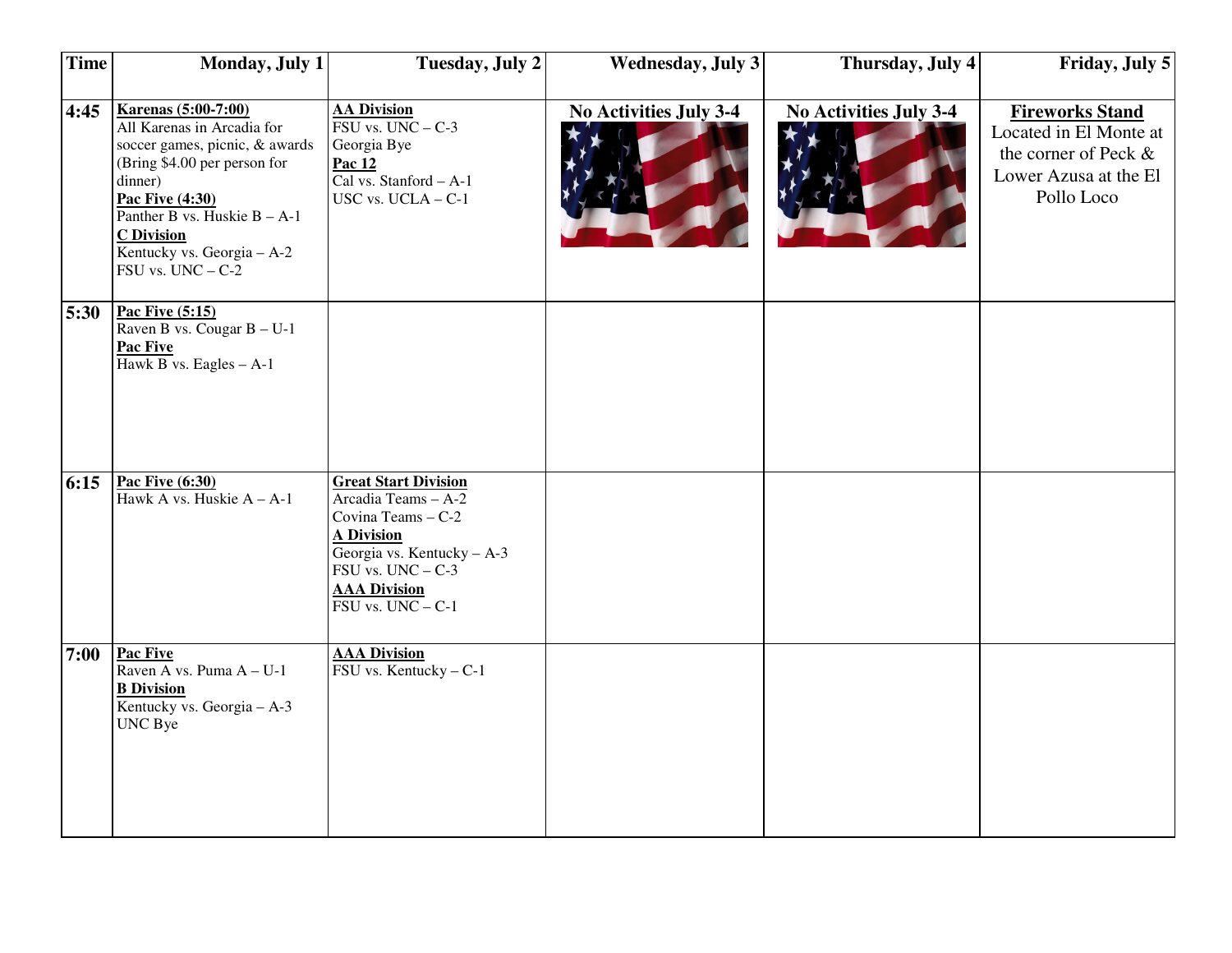| Time | Monday, July 1 | Tuesday, July 2 | Wednesday, July 3 | Thursday, July 4 | Friday, July 5 |
|---|---|---|---|---|---|
| 4:45 | **Karenas (5:00-7:00)**<br>All Karenas in Arcadia for soccer games, picnic, & awards (Bring $4.00 per person for dinner)<br>**Pac Five (4:30)**<br>Panther B vs. Huskie B – A-1<br>**C Division**<br>Kentucky vs. Georgia – A-2<br>FSU vs. UNC – C-2 | **AA Division**<br>FSU vs. UNC – C-3<br>Georgia Bye<br>**Pac 12**<br>Cal vs. Stanford – A-1<br>USC vs. UCLA – C-1 | **No Activities July 3-4** | **No Activities July 3-4** | **Fireworks Stand**<br>Located in El Monte at the corner of Peck & Lower Azusa at the El Pollo Loco |
| 5:30 | **Pac Five (5:15)**<br>Raven B vs. Cougar B – U-1<br>**Pac Five**<br>Hawk B vs. Eagles – A-1 | | | | |
| 6:15 | **Pac Five (6:30)**<br>Hawk A vs. Huskie A – A-1 | **Great Start Division**<br>Arcadia Teams – A-2<br>Covina Teams – C-2<br>**A Division**<br>Georgia vs. Kentucky – A-3<br>FSU vs. UNC – C-3<br>**AAA Division**<br>FSU vs. UNC – C-1 | | | |
| 7:00 | **Pac Five**<br>Raven A vs. Puma A – U-1<br>**B Division**<br>Kentucky vs. Georgia – A-3<br>UNC Bye | **AAA Division**<br>FSU vs. Kentucky – C-1 | | | |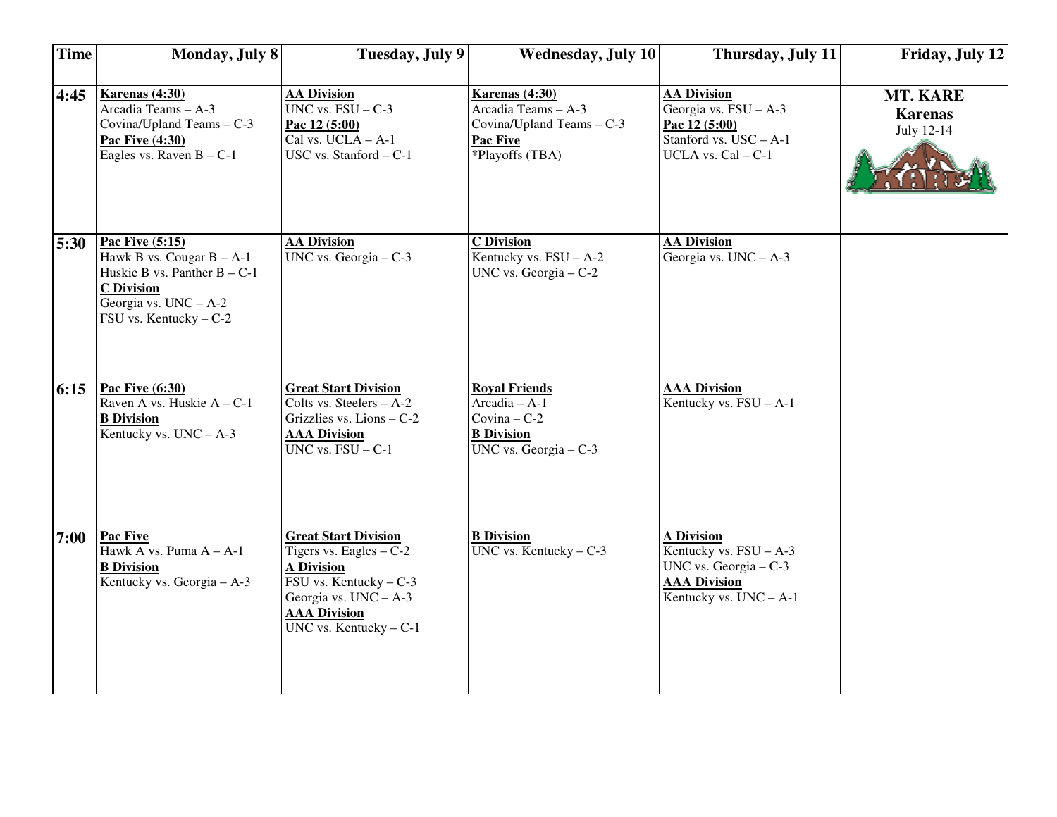| Time | Monday, July 8 | Tuesday, July 9 | Wednesday, July 10 | Thursday, July 11 | Friday, July 12 |
|---|---|---|---|---|---|
| 4:45 | **Karenas (4:30)**<br>Arcadia Teams – A-3<br>Covina/Upland Teams – C-3<br>**Pac Five (4:30)**<br>Eagles vs. Raven B – C-1 | **AA Division**<br>UNC vs. FSU – C-3<br>**Pac 12 (5:00)**<br>Cal vs. UCLA – A-1<br>USC vs. Stanford – C-1 | **Karenas (4:30)**<br>Arcadia Teams – A-3<br>Covina/Upland Teams – C-3<br>**Pac Five**<br>*Playoffs (TBA) | **AA Division**<br>Georgia vs. FSU – A-3<br>**Pac 12 (5:00)**<br>Stanford vs. USC – A-1<br>UCLA vs. Cal – C-1 | **MT. KARE**<br>**Karenas**<br>July 12-14 |
| 5:30 | **Pac Five (5:15)**<br>Hawk B vs. Cougar B – A-1<br>Huskie B vs. Panther B – C-1<br>**C Division**<br>Georgia vs. UNC – A-2<br>FSU vs. Kentucky – C-2 | **AA Division**<br>UNC vs. Georgia – C-3 | **C Division**<br>Kentucky vs. FSU – A-2<br>UNC vs. Georgia – C-2 | **AA Division**<br>Georgia vs. UNC – A-3 | |
| 6:15 | **Pac Five (6:30)**<br>Raven A vs. Huskie A – C-1<br>**B Division**<br>Kentucky vs. UNC – A-3 | **Great Start Division**<br>Colts vs. Steelers – A-2<br>Grizzlies vs. Lions – C-2<br>**AAA Division**<br>UNC vs. FSU – C-1 | **Royal Friends**<br>Arcadia – A-1<br>Covina – C-2<br>**B Division**<br>UNC vs. Georgia – C-3 | **AAA Division**<br>Kentucky vs. FSU – A-1 | |
| 7:00 | **Pac Five**<br>Hawk A vs. Puma A – A-1<br>**B Division**<br>Kentucky vs. Georgia – A-3 | **Great Start Division**<br>Tigers vs. Eagles – C-2<br>**A Division**<br>FSU vs. Kentucky – C-3<br>Georgia vs. UNC – A-3<br>**AAA Division**<br>UNC vs. Kentucky – C-1 | **B Division**<br>UNC vs. Kentucky – C-3 | **A Division**<br>Kentucky vs. FSU – A-3<br>UNC vs. Georgia – C-3<br>**AAA Division**<br>Kentucky vs. UNC – A-1 | |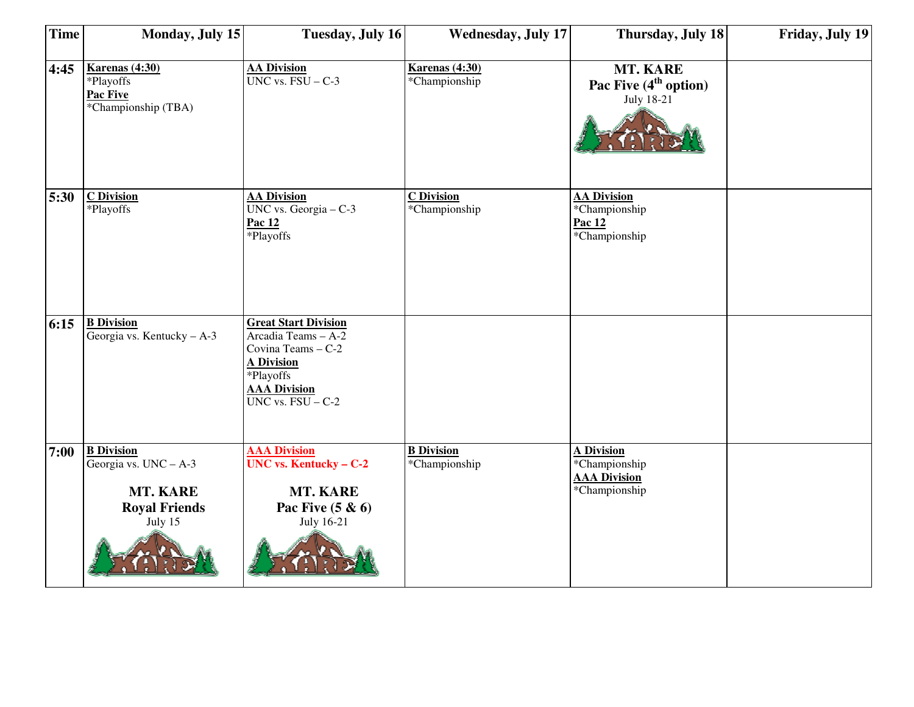| Time | Monday, July 15 | Tuesday, July 16 | Wednesday, July 17 | Thursday, July 18 | Friday, July 19 |
|---|---|---|---|---|---|
| 4:45 | **Karenas (4:30)**<br>*Playoffs<br>**Pac Five**<br>*Championship (TBA) | **AA Division**<br>UNC vs. FSU – C-3 | **Karenas (4:30)**<br>*Championship | **MT. KARE**<br>**Pac Five (4th option)**<br>July 18-21 | |
| 5:30 | **C Division**<br>*Playoffs | **AA Division**<br>UNC vs. Georgia – C-3<br>**Pac 12**<br>*Playoffs | **C Division**<br>*Championship | **AA Division**<br>*Championship<br>**Pac 12**<br>*Championship | |
| 6:15 | **B Division**<br>Georgia vs. Kentucky – A-3 | **Great Start Division**<br>Arcadia Teams – A-2<br>Covina Teams – C-2<br>**A Division**<br>*Playoffs<br>**AAA Division**<br>UNC vs. FSU – C-2 | | | |
| 7:00 | **B Division**<br>Georgia vs. UNC – A-3<br>**MT. KARE**<br>**Royal Friends**<br>July 15 | **AAA Division**<br>**UNC vs. Kentucky – C-2**<br>**MT. KARE**<br>**Pac Five (5 & 6)**<br>July 16-21 | **B Division**<br>*Championship | **A Division**<br>*Championship<br>**AAA Division**<br>*Championship | |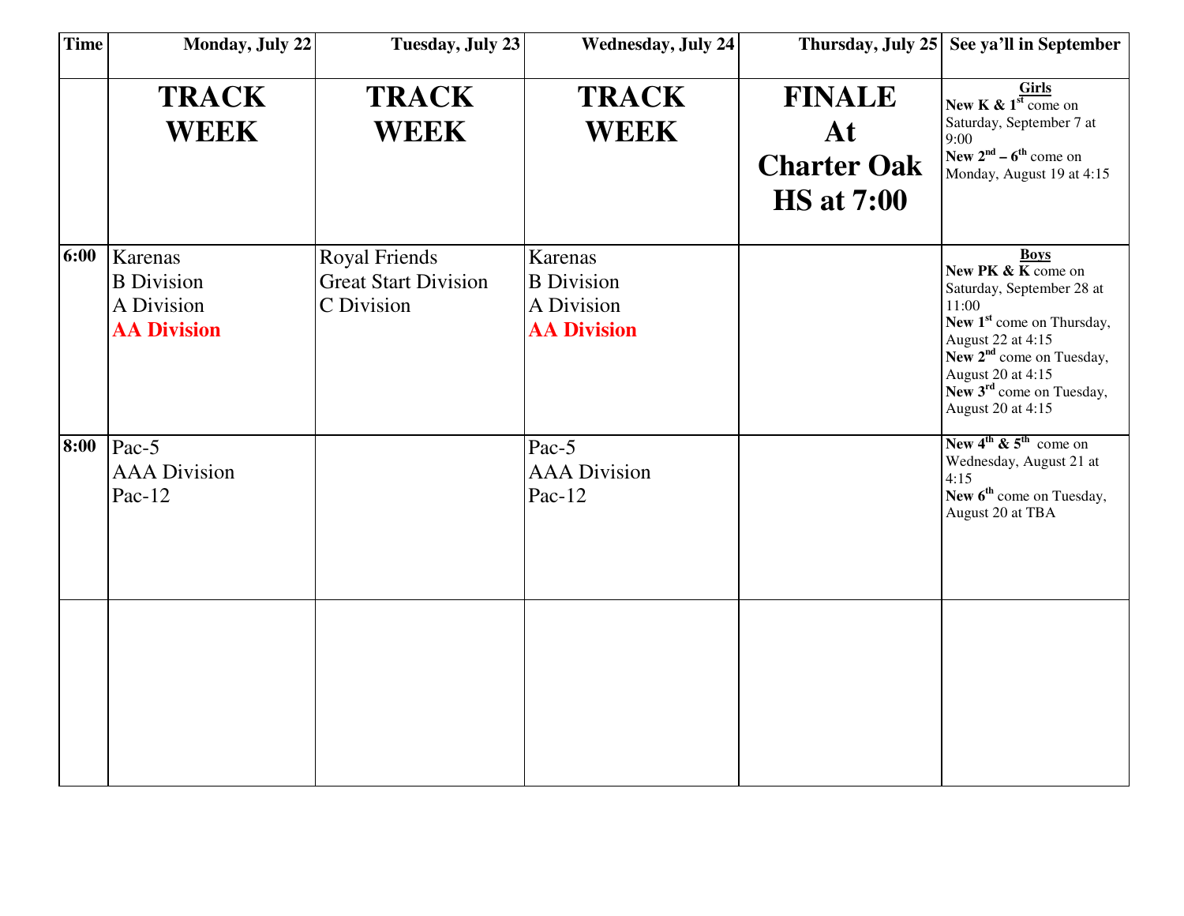| Time | Monday, July 22 | Tuesday, July 23 | Wednesday, July 24 | Thursday, July 25 | See ya'll in September |
|---|---|---|---|---|---|
| | **TRACK WEEK** | **TRACK WEEK** | **TRACK WEEK** | **FINALE At Charter Oak HS at 7:00** | **Girls**<br>**New K & 1st** come on Saturday, September 7 at 9:00<br>**New 2nd – 6th** come on Monday, August 19 at 4:15 |
| **6:00** | Karenas<br>B Division<br>A Division<br>**AA Division** | Royal Friends<br>Great Start Division<br>C Division | Karenas<br>B Division<br>A Division<br>**AA Division** | | **Boys**<br>**New PK & K** come on Saturday, September 28 at 11:00<br>**New 1st** come on Thursday, August 22 at 4:15<br>**New 2nd** come on Tuesday, August 20 at 4:15<br>**New 3rd** come on Tuesday, August 20 at 4:15 |
| **8:00** | Pac-5<br>AAA Division<br>Pac-12 | | Pac-5<br>AAA Division<br>Pac-12 | | **New 4th & 5th** come on Wednesday, August 21 at 4:15<br>**New 6th** come on Tuesday, August 20 at TBA |
| | | | | | |